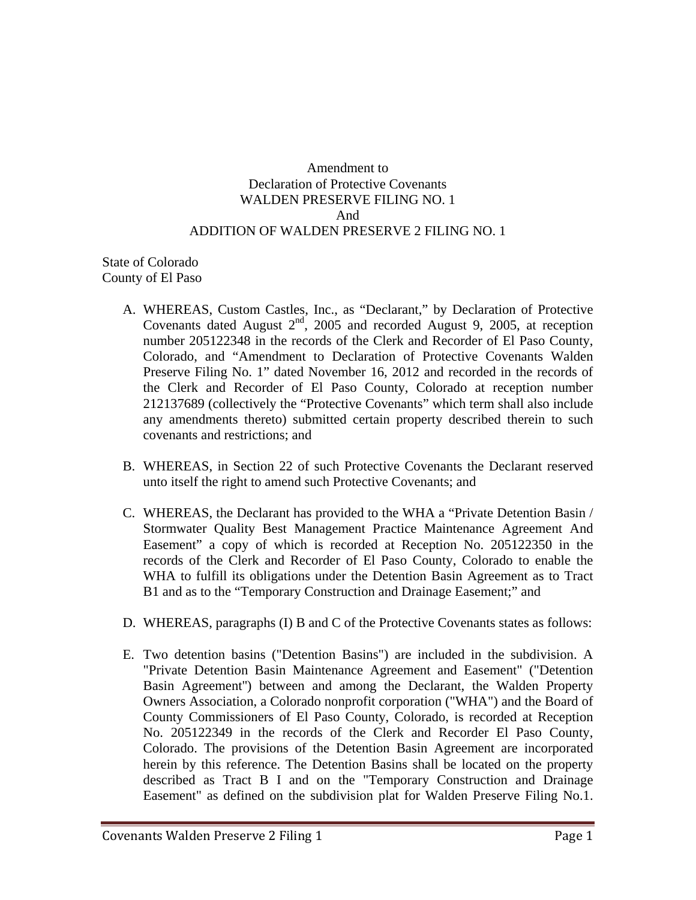# Amendment to
# Declaration of Protective Covenants
# WALDEN PRESERVE FILING NO. 1
# And
# ADDITION OF WALDEN PRESERVE 2 FILING NO. 1

State of Colorado
County of El Paso

A. WHEREAS, Custom Castles, Inc., as "Declarant," by Declaration of Protective Covenants dated August 2nd, 2005 and recorded August 9, 2005, at reception number 205122348 in the records of the Clerk and Recorder of El Paso County, Colorado, and "Amendment to Declaration of Protective Covenants Walden Preserve Filing No. 1" dated November 16, 2012 and recorded in the records of the Clerk and Recorder of El Paso County, Colorado at reception number 212137689 (collectively the "Protective Covenants" which term shall also include any amendments thereto) submitted certain property described therein to such covenants and restrictions; and

B. WHEREAS, in Section 22 of such Protective Covenants the Declarant reserved unto itself the right to amend such Protective Covenants; and

C. WHEREAS, the Declarant has provided to the WHA a "Private Detention Basin / Stormwater Quality Best Management Practice Maintenance Agreement And Easement" a copy of which is recorded at Reception No. 205122350 in the records of the Clerk and Recorder of El Paso County, Colorado to enable the WHA to fulfill its obligations under the Detention Basin Agreement as to Tract B1 and as to the "Temporary Construction and Drainage Easement;" and

D. WHEREAS, paragraphs (I) B and C of the Protective Covenants states as follows:

E. Two detention basins ("Detention Basins") are included in the subdivision. A "Private Detention Basin Maintenance Agreement and Easement" ("Detention Basin Agreement") between and among the Declarant, the Walden Property Owners Association, a Colorado nonprofit corporation ("WHA") and the Board of County Commissioners of El Paso County, Colorado, is recorded at Reception No. 205122349 in the records of the Clerk and Recorder El Paso County, Colorado. The provisions of the Detention Basin Agreement are incorporated herein by this reference. The Detention Basins shall be located on the property described as Tract B I and on the "Temporary Construction and Drainage Easement" as defined on the subdivision plat for Walden Preserve Filing No.1.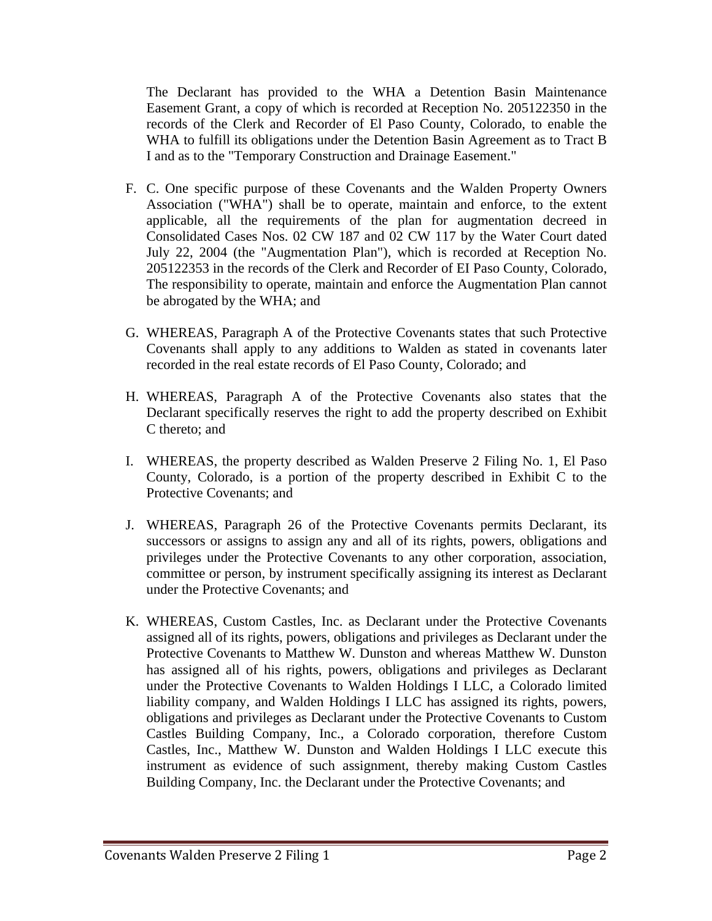The Declarant has provided to the WHA a Detention Basin Maintenance Easement Grant, a copy of which is recorded at Reception No. 205122350 in the records of the Clerk and Recorder of El Paso County, Colorado, to enable the WHA to fulfill its obligations under the Detention Basin Agreement as to Tract B I and as to the "Temporary Construction and Drainage Easement."

F. C. One specific purpose of these Covenants and the Walden Property Owners Association ("WHA") shall be to operate, maintain and enforce, to the extent applicable, all the requirements of the plan for augmentation decreed in Consolidated Cases Nos. 02 CW 187 and 02 CW 117 by the Water Court dated July 22, 2004 (the "Augmentation Plan"), which is recorded at Reception No. 205122353 in the records of the Clerk and Recorder of EI Paso County, Colorado, The responsibility to operate, maintain and enforce the Augmentation Plan cannot be abrogated by the WHA; and

G. WHEREAS, Paragraph A of the Protective Covenants states that such Protective Covenants shall apply to any additions to Walden as stated in covenants later recorded in the real estate records of El Paso County, Colorado; and

H. WHEREAS, Paragraph A of the Protective Covenants also states that the Declarant specifically reserves the right to add the property described on Exhibit C thereto; and

I. WHEREAS, the property described as Walden Preserve 2 Filing No. 1, El Paso County, Colorado, is a portion of the property described in Exhibit C to the Protective Covenants; and

J. WHEREAS, Paragraph 26 of the Protective Covenants permits Declarant, its successors or assigns to assign any and all of its rights, powers, obligations and privileges under the Protective Covenants to any other corporation, association, committee or person, by instrument specifically assigning its interest as Declarant under the Protective Covenants; and

K. WHEREAS, Custom Castles, Inc. as Declarant under the Protective Covenants assigned all of its rights, powers, obligations and privileges as Declarant under the Protective Covenants to Matthew W. Dunston and whereas Matthew W. Dunston has assigned all of his rights, powers, obligations and privileges as Declarant under the Protective Covenants to Walden Holdings I LLC, a Colorado limited liability company, and Walden Holdings I LLC has assigned its rights, powers, obligations and privileges as Declarant under the Protective Covenants to Custom Castles Building Company, Inc., a Colorado corporation, therefore Custom Castles, Inc., Matthew W. Dunston and Walden Holdings I LLC execute this instrument as evidence of such assignment, thereby making Custom Castles Building Company, Inc. the Declarant under the Protective Covenants; and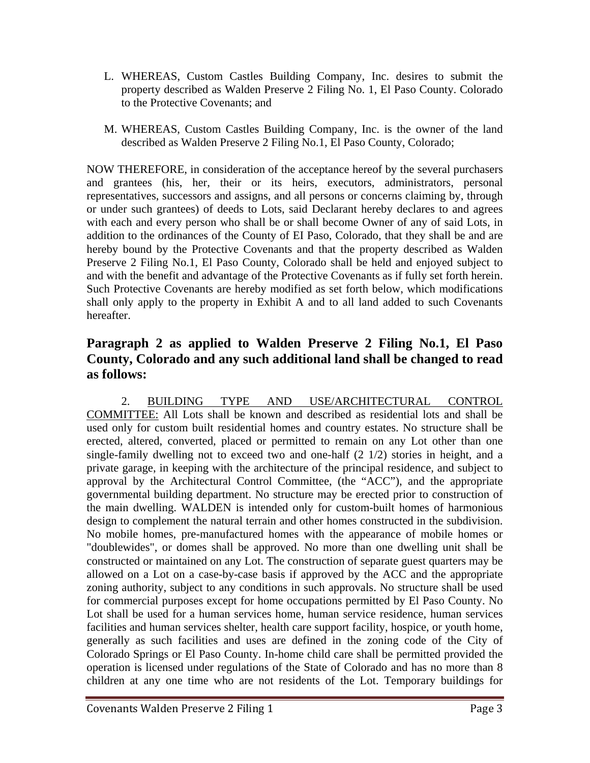L. WHEREAS, Custom Castles Building Company, Inc. desires to submit the property described as Walden Preserve 2 Filing No. 1, El Paso County. Colorado to the Protective Covenants; and

M. WHEREAS, Custom Castles Building Company, Inc. is the owner of the land described as Walden Preserve 2 Filing No.1, El Paso County, Colorado;

NOW THEREFORE, in consideration of the acceptance hereof by the several purchasers and grantees (his, her, their or its heirs, executors, administrators, personal representatives, successors and assigns, and all persons or concerns claiming by, through or under such grantees) of deeds to Lots, said Declarant hereby declares to and agrees with each and every person who shall be or shall become Owner of any of said Lots, in addition to the ordinances of the County of EI Paso, Colorado, that they shall be and are hereby bound by the Protective Covenants and that the property described as Walden Preserve 2 Filing No.1, El Paso County, Colorado shall be held and enjoyed subject to and with the benefit and advantage of the Protective Covenants as if fully set forth herein. Such Protective Covenants are hereby modified as set forth below, which modifications shall only apply to the property in Exhibit A and to all land added to such Covenants hereafter.

## Paragraph 2 as applied to Walden Preserve 2 Filing No.1, El Paso County, Colorado and any such additional land shall be changed to read as follows:

2. <u>BUILDING TYPE AND USE/ARCHITECTURAL CONTROL COMMITTEE:</u> All Lots shall be known and described as residential lots and shall be used only for custom built residential homes and country estates. No structure shall be erected, altered, converted, placed or permitted to remain on any Lot other than one single-family dwelling not to exceed two and one-half (2 1/2) stories in height, and a private garage, in keeping with the architecture of the principal residence, and subject to approval by the Architectural Control Committee, (the "ACC"), and the appropriate governmental building department. No structure may be erected prior to construction of the main dwelling. WALDEN is intended only for custom-built homes of harmonious design to complement the natural terrain and other homes constructed in the subdivision. No mobile homes, pre-manufactured homes with the appearance of mobile homes or "doublewides", or domes shall be approved. No more than one dwelling unit shall be constructed or maintained on any Lot. The construction of separate guest quarters may be allowed on a Lot on a case-by-case basis if approved by the ACC and the appropriate zoning authority, subject to any conditions in such approvals. No structure shall be used for commercial purposes except for home occupations permitted by El Paso County. No Lot shall be used for a human services home, human service residence, human services facilities and human services shelter, health care support facility, hospice, or youth home, generally as such facilities and uses are defined in the zoning code of the City of Colorado Springs or El Paso County. In-home child care shall be permitted provided the operation is licensed under regulations of the State of Colorado and has no more than 8 children at any one time who are not residents of the Lot. Temporary buildings for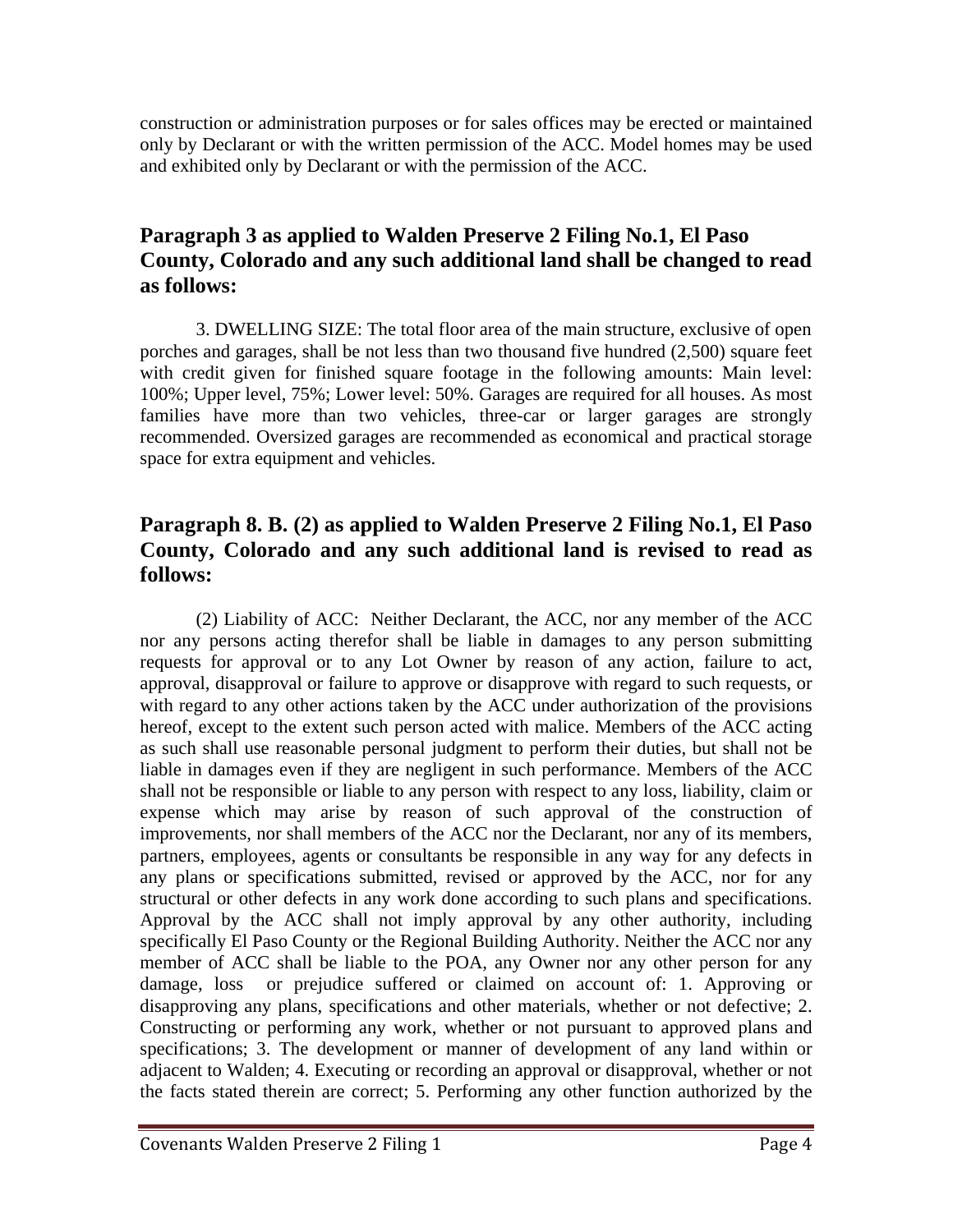construction or administration purposes or for sales offices may be erected or maintained only by Declarant or with the written permission of the ACC. Model homes may be used and exhibited only by Declarant or with the permission of the ACC.

## Paragraph 3 as applied to Walden Preserve 2 Filing No.1, El Paso County, Colorado and any such additional land shall be changed to read as follows:

3. DWELLING SIZE: The total floor area of the main structure, exclusive of open porches and garages, shall be not less than two thousand five hundred (2,500) square feet with credit given for finished square footage in the following amounts: Main level: 100%; Upper level, 75%; Lower level: 50%. Garages are required for all houses. As most families have more than two vehicles, three-car or larger garages are strongly recommended. Oversized garages are recommended as economical and practical storage space for extra equipment and vehicles.

## Paragraph 8. B. (2) as applied to Walden Preserve 2 Filing No.1, El Paso County, Colorado and any such additional land is revised to read as follows:

(2) Liability of ACC: Neither Declarant, the ACC, nor any member of the ACC nor any persons acting therefor shall be liable in damages to any person submitting requests for approval or to any Lot Owner by reason of any action, failure to act, approval, disapproval or failure to approve or disapprove with regard to such requests, or with regard to any other actions taken by the ACC under authorization of the provisions hereof, except to the extent such person acted with malice. Members of the ACC acting as such shall use reasonable personal judgment to perform their duties, but shall not be liable in damages even if they are negligent in such performance. Members of the ACC shall not be responsible or liable to any person with respect to any loss, liability, claim or expense which may arise by reason of such approval of the construction of improvements, nor shall members of the ACC nor the Declarant, nor any of its members, partners, employees, agents or consultants be responsible in any way for any defects in any plans or specifications submitted, revised or approved by the ACC, nor for any structural or other defects in any work done according to such plans and specifications. Approval by the ACC shall not imply approval by any other authority, including specifically El Paso County or the Regional Building Authority. Neither the ACC nor any member of ACC shall be liable to the POA, any Owner nor any other person for any damage, loss or prejudice suffered or claimed on account of: 1. Approving or disapproving any plans, specifications and other materials, whether or not defective; 2. Constructing or performing any work, whether or not pursuant to approved plans and specifications; 3. The development or manner of development of any land within or adjacent to Walden; 4. Executing or recording an approval or disapproval, whether or not the facts stated therein are correct; 5. Performing any other function authorized by the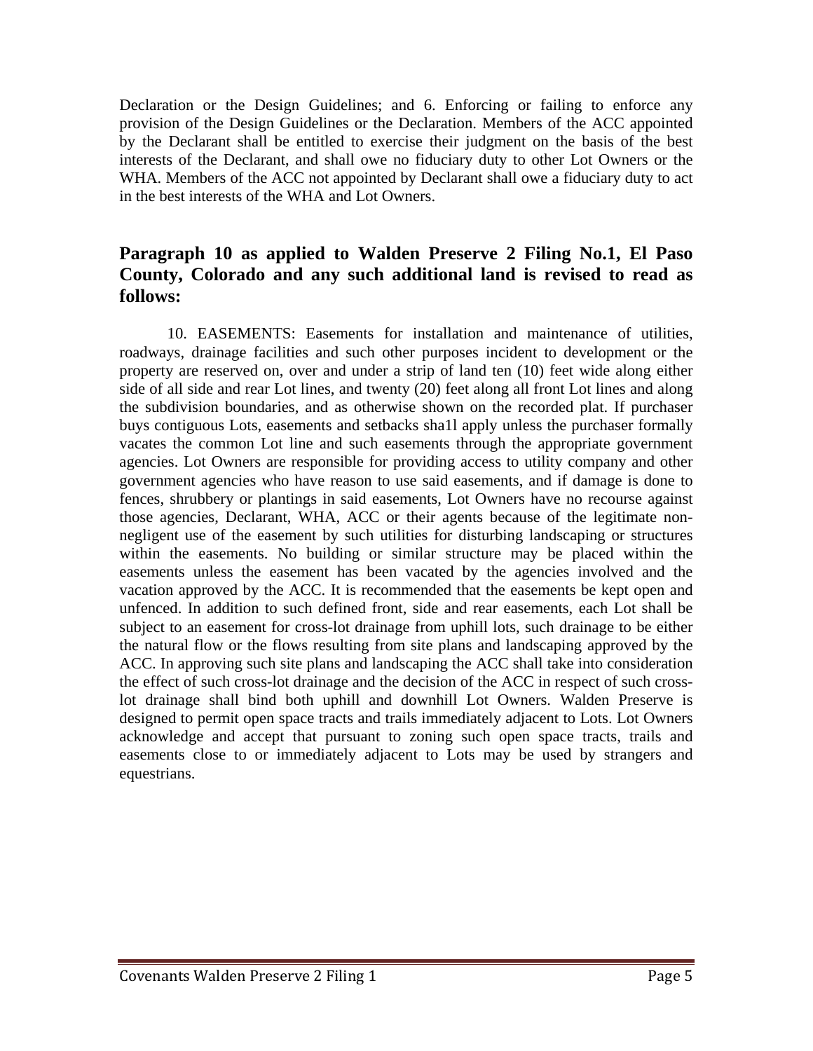Declaration or the Design Guidelines; and 6. Enforcing or failing to enforce any provision of the Design Guidelines or the Declaration. Members of the ACC appointed by the Declarant shall be entitled to exercise their judgment on the basis of the best interests of the Declarant, and shall owe no fiduciary duty to other Lot Owners or the WHA. Members of the ACC not appointed by Declarant shall owe a fiduciary duty to act in the best interests of the WHA and Lot Owners.

## Paragraph 10 as applied to Walden Preserve 2 Filing No.1, El Paso County, Colorado and any such additional land is revised to read as follows:

10. EASEMENTS: Easements for installation and maintenance of utilities, roadways, drainage facilities and such other purposes incident to development or the property are reserved on, over and under a strip of land ten (10) feet wide along either side of all side and rear Lot lines, and twenty (20) feet along all front Lot lines and along the subdivision boundaries, and as otherwise shown on the recorded plat. If purchaser buys contiguous Lots, easements and setbacks sha1l apply unless the purchaser formally vacates the common Lot line and such easements through the appropriate government agencies. Lot Owners are responsible for providing access to utility company and other government agencies who have reason to use said easements, and if damage is done to fences, shrubbery or plantings in said easements, Lot Owners have no recourse against those agencies, Declarant, WHA, ACC or their agents because of the legitimate non-negligent use of the easement by such utilities for disturbing landscaping or structures within the easements. No building or similar structure may be placed within the easements unless the easement has been vacated by the agencies involved and the vacation approved by the ACC. It is recommended that the easements be kept open and unfenced. In addition to such defined front, side and rear easements, each Lot shall be subject to an easement for cross-lot drainage from uphill lots, such drainage to be either the natural flow or the flows resulting from site plans and landscaping approved by the ACC. In approving such site plans and landscaping the ACC shall take into consideration the effect of such cross-lot drainage and the decision of the ACC in respect of such cross-lot drainage shall bind both uphill and downhill Lot Owners. Walden Preserve is designed to permit open space tracts and trails immediately adjacent to Lots. Lot Owners acknowledge and accept that pursuant to zoning such open space tracts, trails and easements close to or immediately adjacent to Lots may be used by strangers and equestrians.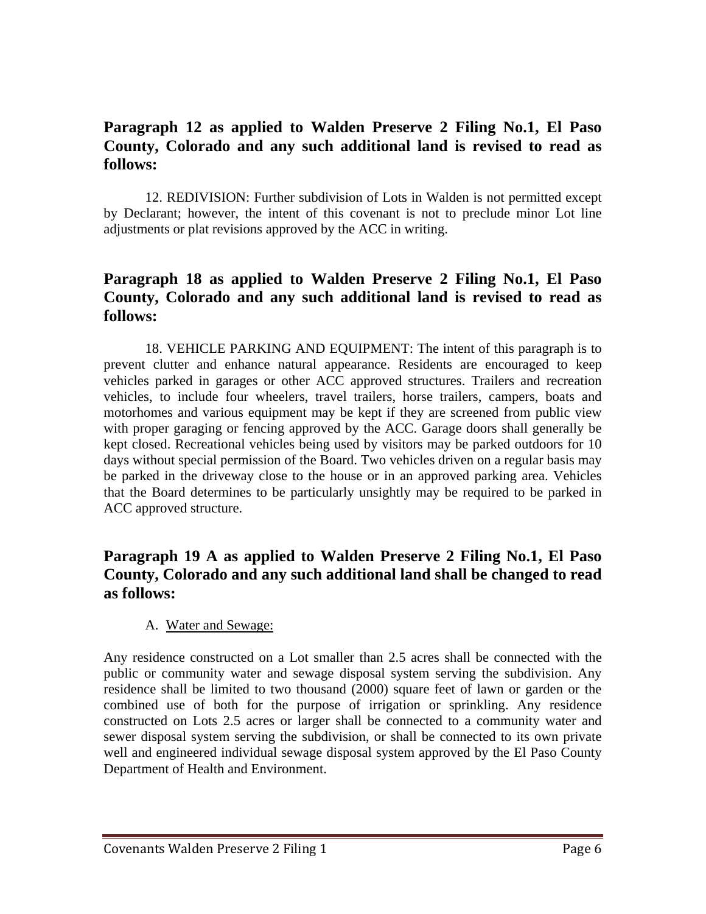## Paragraph 12 as applied to Walden Preserve 2 Filing No.1, El Paso County, Colorado and any such additional land is revised to read as follows:

12. REDIVISION: Further subdivision of Lots in Walden is not permitted except by Declarant; however, the intent of this covenant is not to preclude minor Lot line adjustments or plat revisions approved by the ACC in writing.

## Paragraph 18 as applied to Walden Preserve 2 Filing No.1, El Paso County, Colorado and any such additional land is revised to read as follows:

18. VEHICLE PARKING AND EQUIPMENT: The intent of this paragraph is to prevent clutter and enhance natural appearance. Residents are encouraged to keep vehicles parked in garages or other ACC approved structures. Trailers and recreation vehicles, to include four wheelers, travel trailers, horse trailers, campers, boats and motorhomes and various equipment may be kept if they are screened from public view with proper garaging or fencing approved by the ACC. Garage doors shall generally be kept closed. Recreational vehicles being used by visitors may be parked outdoors for 10 days without special permission of the Board. Two vehicles driven on a regular basis may be parked in the driveway close to the house or in an approved parking area. Vehicles that the Board determines to be particularly unsightly may be required to be parked in ACC approved structure.

## Paragraph 19 A as applied to Walden Preserve 2 Filing No.1, El Paso County, Colorado and any such additional land shall be changed to read as follows:

A. Water and Sewage:

Any residence constructed on a Lot smaller than 2.5 acres shall be connected with the public or community water and sewage disposal system serving the subdivision. Any residence shall be limited to two thousand (2000) square feet of lawn or garden or the combined use of both for the purpose of irrigation or sprinkling. Any residence constructed on Lots 2.5 acres or larger shall be connected to a community water and sewer disposal system serving the subdivision, or shall be connected to its own private well and engineered individual sewage disposal system approved by the El Paso County Department of Health and Environment.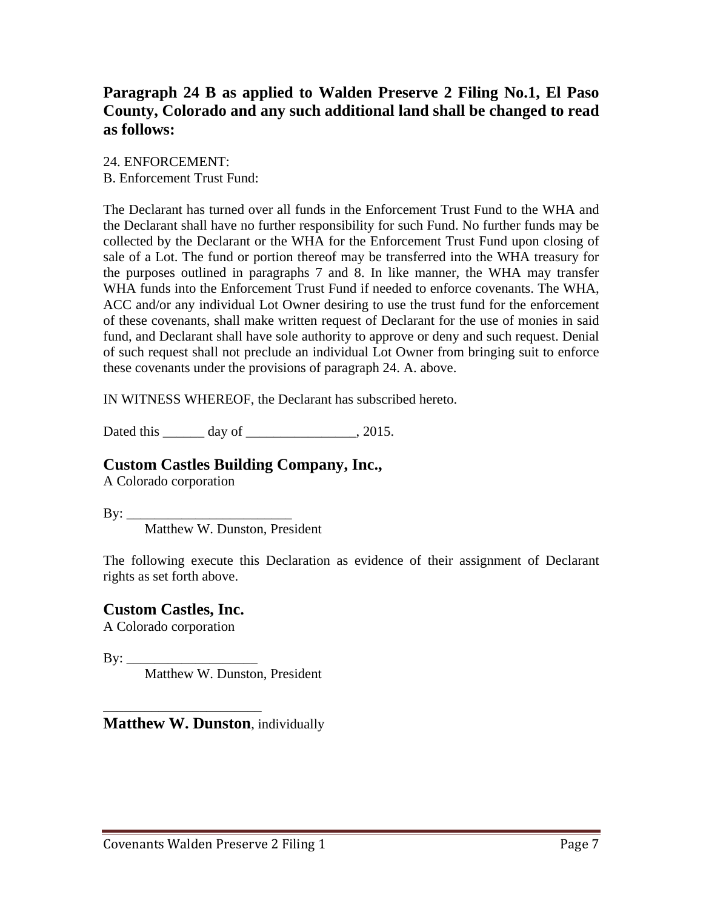## Paragraph 24 B as applied to Walden Preserve 2 Filing No.1, El Paso County, Colorado and any such additional land shall be changed to read as follows:

24. ENFORCEMENT:
B. Enforcement Trust Fund:

The Declarant has turned over all funds in the Enforcement Trust Fund to the WHA and the Declarant shall have no further responsibility for such Fund. No further funds may be collected by the Declarant or the WHA for the Enforcement Trust Fund upon closing of sale of a Lot. The fund or portion thereof may be transferred into the WHA treasury for the purposes outlined in paragraphs 7 and 8. In like manner, the WHA may transfer WHA funds into the Enforcement Trust Fund if needed to enforce covenants. The WHA, ACC and/or any individual Lot Owner desiring to use the trust fund for the enforcement of these covenants, shall make written request of Declarant for the use of monies in said fund, and Declarant shall have sole authority to approve or deny and such request. Denial of such request shall not preclude an individual Lot Owner from bringing suit to enforce these covenants under the provisions of paragraph 24. A. above.

IN WITNESS WHEREOF, the Declarant has subscribed hereto.

Dated this ______ day of ________________, 2015.

**Custom Castles Building Company, Inc.,**
A Colorado corporation

By: ________________________
Matthew W. Dunston, President

The following execute this Declaration as evidence of their assignment of Declarant rights as set forth above.

**Custom Castles, Inc.**
A Colorado corporation

By: ___________________
Matthew W. Dunston, President

______________________
**Matthew W. Dunston**, individually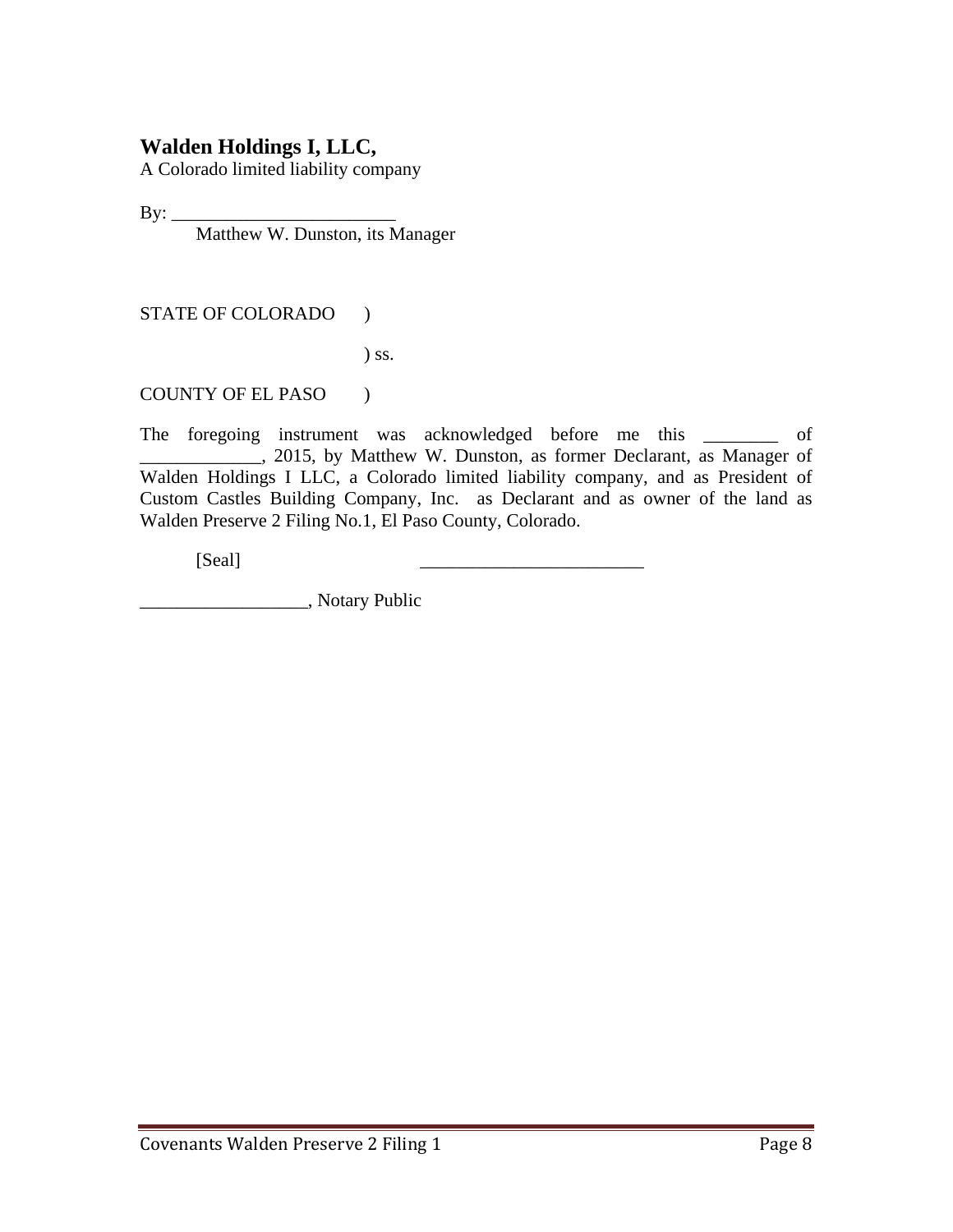**Walden Holdings I, LLC,**
A Colorado limited liability company

By: ________________________
Matthew W. Dunston, its Manager

STATE OF COLORADO )

) ss.

COUNTY OF EL PASO )

The foregoing instrument was acknowledged before me this ________ of _____________, 2015, by Matthew W. Dunston, as former Declarant, as Manager of Walden Holdings I LLC, a Colorado limited liability company, and as President of Custom Castles Building Company, Inc. as Declarant and as owner of the land as Walden Preserve 2 Filing No.1, El Paso County, Colorado.

[Seal] ________________________

__________________, Notary Public